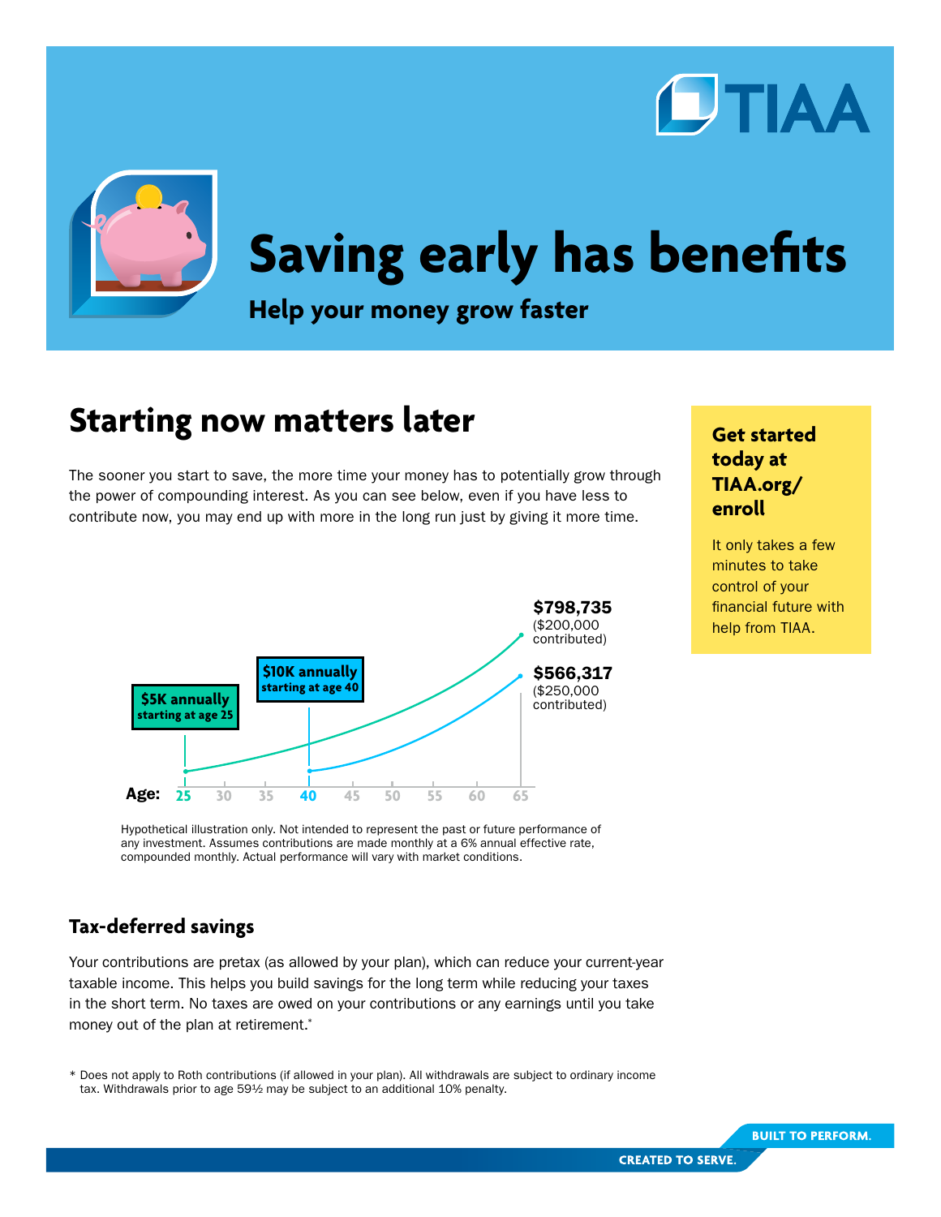# Saving early has benefits

**Help your money grow faster**

## Starting now matters later

The sooner you start to save, the more time your money has to potentially grow through the power of compounding interest. As you can see below, even if you have less to contribute now, you may end up with more in the long run just by giving it more time.

**$5K annually** starting at age 25

**$10K annually** starting at age 40

**$798,735** ($200,000 contributed)

**$566,317** ($250,000 contributed)

**Age:** 25 30 35 40 45 50 55 60 65

Hypothetical illustration only. Not intended to represent the past or future performance of any investment. Assumes contributions are made monthly at a 6% annual effective rate, compounded monthly. Actual performance will vary with market conditions.

### Get started today at TIAA.org/enroll

It only takes a few minutes to take control of your financial future with help from TIAA.

### Tax-deferred savings

Your contributions are pretax (as allowed by your plan), which can reduce your current-year taxable income. This helps you build savings for the long term while reducing your taxes in the short term. No taxes are owed on your contributions or any earnings until you take money out of the plan at retirement.*

\* Does not apply to Roth contributions (if allowed in your plan). All withdrawals are subject to ordinary income tax. Withdrawals prior to age 59½ may be subject to an additional 10% penalty.

BUILT TO PERFORM.
CREATED TO SERVE.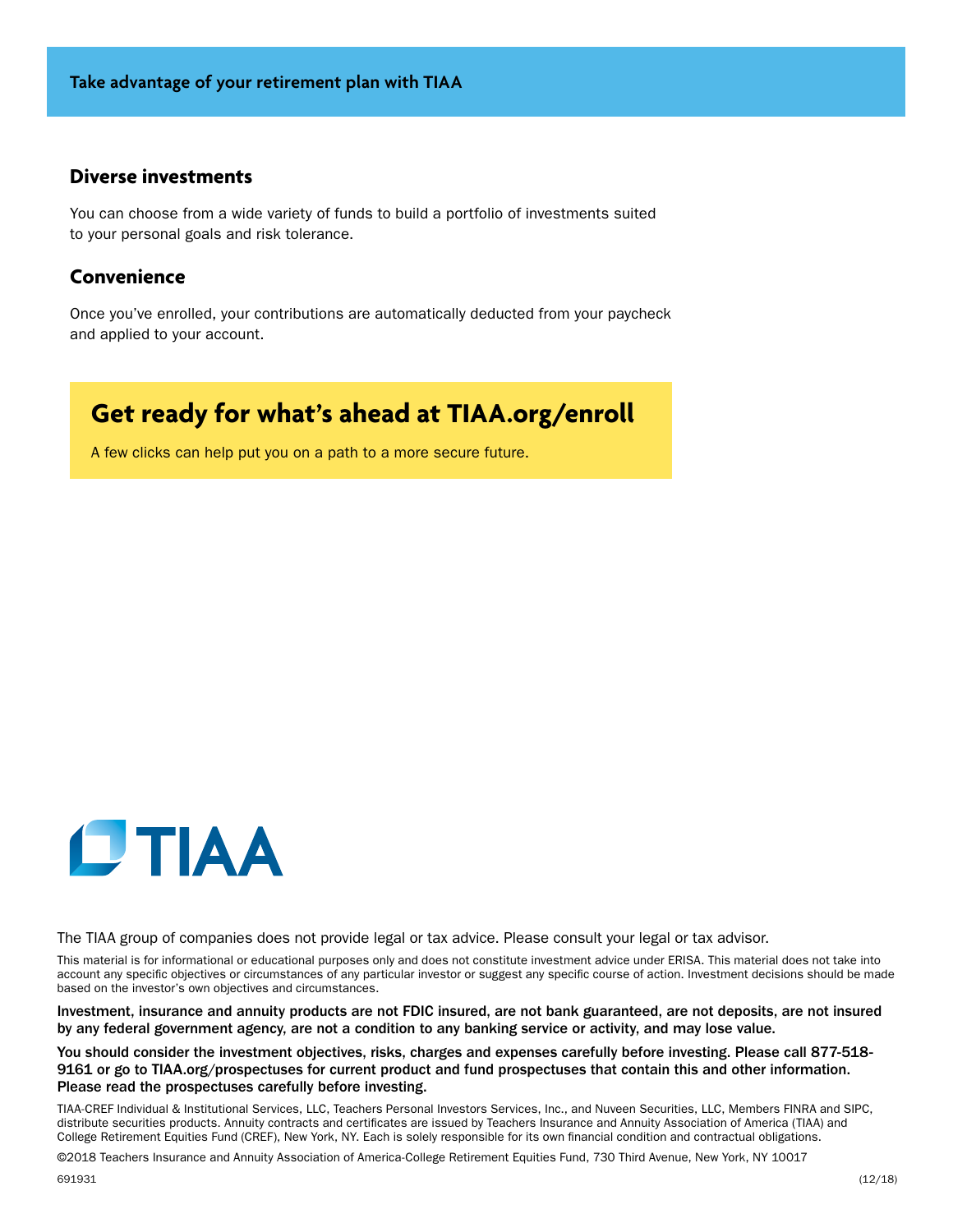Take advantage of your retirement plan with TIAA

## Diverse investments

You can choose from a wide variety of funds to build a portfolio of investments suited to your personal goals and risk tolerance.

## Convenience

Once you've enrolled, your contributions are automatically deducted from your paycheck and applied to your account.

# Get ready for what's ahead at TIAA.org/enroll

A few clicks can help put you on a path to a more secure future.

TIAA

The TIAA group of companies does not provide legal or tax advice. Please consult your legal or tax advisor.

This material is for informational or educational purposes only and does not constitute investment advice under ERISA. This material does not take into account any specific objectives or circumstances of any particular investor or suggest any specific course of action. Investment decisions should be made based on the investor's own objectives and circumstances.

**Investment, insurance and annuity products are not FDIC insured, are not bank guaranteed, are not deposits, are not insured by any federal government agency, are not a condition to any banking service or activity, and may lose value.**

**You should consider the investment objectives, risks, charges and expenses carefully before investing. Please call 877-518-9161 or go to TIAA.org/prospectuses for current product and fund prospectuses that contain this and other information. Please read the prospectuses carefully before investing.**

TIAA-CREF Individual & Institutional Services, LLC, Teachers Personal Investors Services, Inc., and Nuveen Securities, LLC, Members FINRA and SIPC, distribute securities products. Annuity contracts and certificates are issued by Teachers Insurance and Annuity Association of America (TIAA) and College Retirement Equities Fund (CREF), New York, NY. Each is solely responsible for its own financial condition and contractual obligations.

©2018 Teachers Insurance and Annuity Association of America-College Retirement Equities Fund, 730 Third Avenue, New York, NY 10017

691931 (12/18)